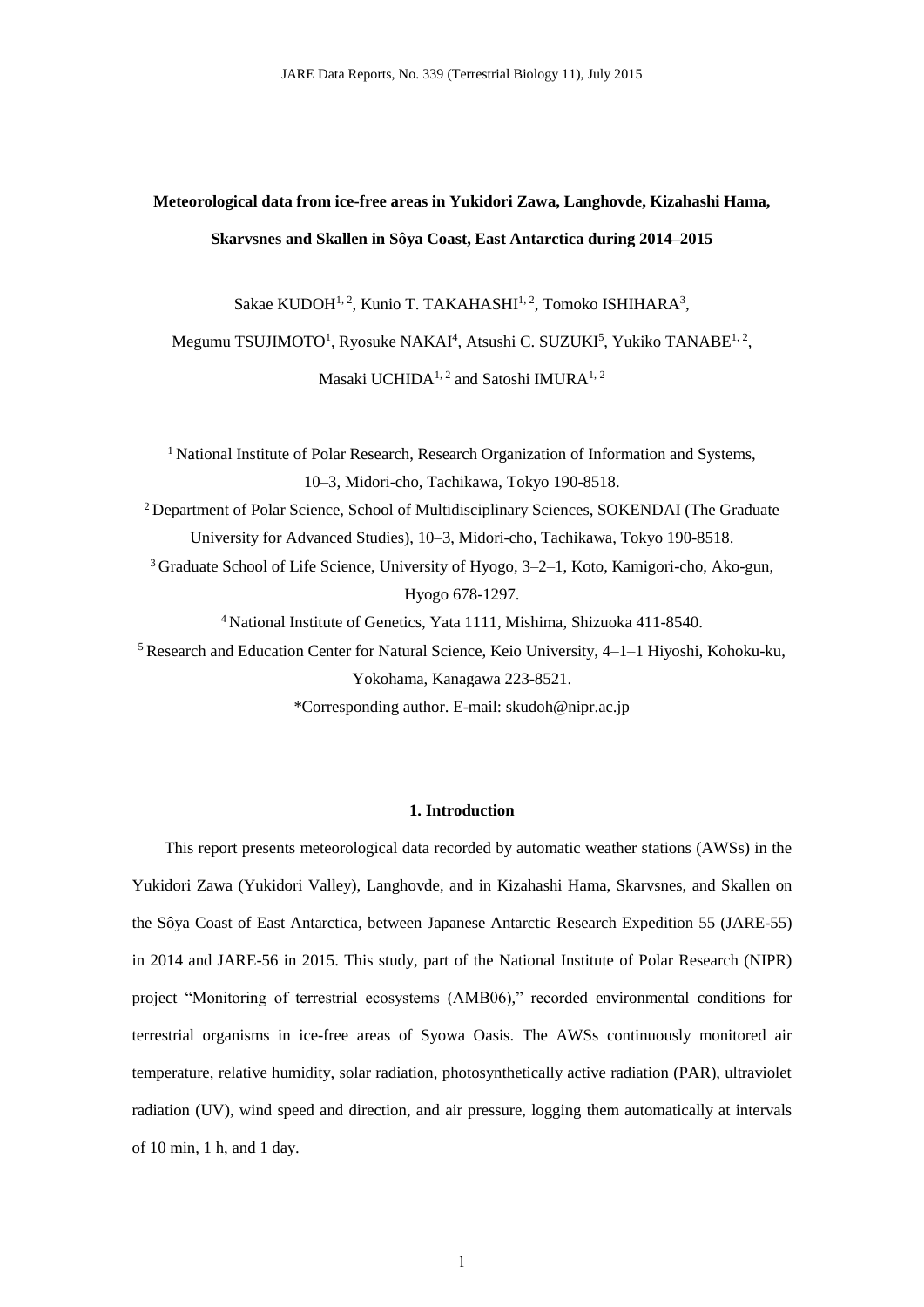# Meteorological data from ice-free areas in Yukidori Zawa, Langhovde, Kizahashi Hama, Skarvsnes and Skallen in Sôya Coast, East Antarctica during 2014–2015

Sakae KUDOH[1, 2], Kunio T. TAKAHASHI[1, 2], Tomoko ISHIHARA[3], Megumu TSUJIMOTO[1], Ryosuke NAKAI[4], Atsushi C. SUZUKI[5], Yukiko TANABE[1, 2], Masaki UCHIDA[1, 2] and Satoshi IMURA[1, 2]

[1] National Institute of Polar Research, Research Organization of Information and Systems, 10–3, Midori-cho, Tachikawa, Tokyo 190-8518.

[2] Department of Polar Science, School of Multidisciplinary Sciences, SOKENDAI (The Graduate University for Advanced Studies), 10–3, Midori-cho, Tachikawa, Tokyo 190-8518.

[3] Graduate School of Life Science, University of Hyogo, 3–2–1, Koto, Kamigori-cho, Ako-gun, Hyogo 678-1297.

[4] National Institute of Genetics, Yata 1111, Mishima, Shizuoka 411-8540.

[5] Research and Education Center for Natural Science, Keio University, 4–1–1 Hiyoshi, Kohoku-ku, Yokohama, Kanagawa 223-8521.

*Corresponding author. E-mail: skudoh@nipr.ac.jp

## 1. Introduction

This report presents meteorological data recorded by automatic weather stations (AWSs) in the Yukidori Zawa (Yukidori Valley), Langhovde, and in Kizahashi Hama, Skarvsnes, and Skallen on the Sôya Coast of East Antarctica, between Japanese Antarctic Research Expedition 55 (JARE-55) in 2014 and JARE-56 in 2015. This study, part of the National Institute of Polar Research (NIPR) project "Monitoring of terrestrial ecosystems (AMB06)," recorded environmental conditions for terrestrial organisms in ice-free areas of Syowa Oasis. The AWSs continuously monitored air temperature, relative humidity, solar radiation, photosynthetically active radiation (PAR), ultraviolet radiation (UV), wind speed and direction, and air pressure, logging them automatically at intervals of 10 min, 1 h, and 1 day.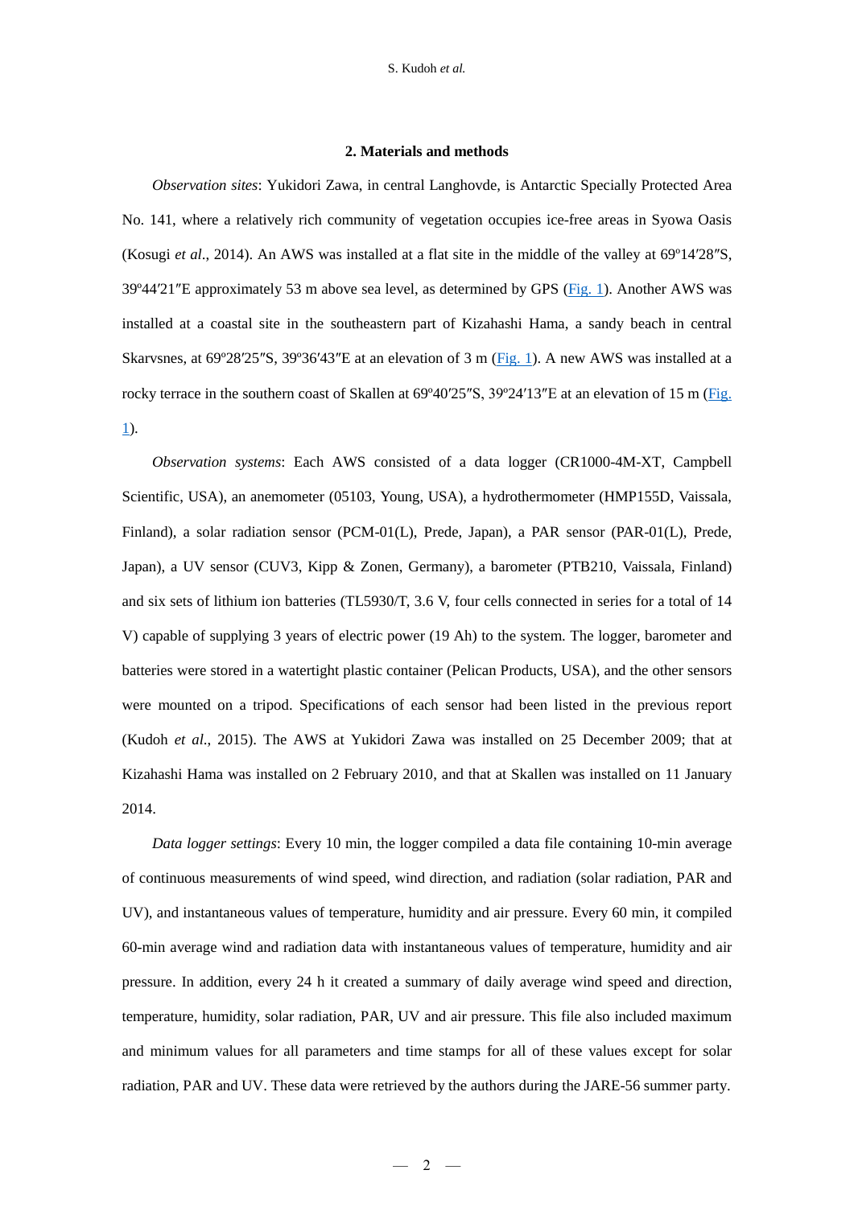## 2. Materials and methods

*Observation sites*: Yukidori Zawa, in central Langhovde, is Antarctic Specially Protected Area No. 141, where a relatively rich community of vegetation occupies ice-free areas in Syowa Oasis (Kosugi *et al*., 2014). An AWS was installed at a flat site in the middle of the valley at 69º14′28″S, 39º44′21″E approximately 53 m above sea level, as determined by GPS (Fig. 1). Another AWS was installed at a coastal site in the southeastern part of Kizahashi Hama, a sandy beach in central Skarvsnes, at 69º28′25″S, 39º36′43″E at an elevation of 3 m (Fig. 1). A new AWS was installed at a rocky terrace in the southern coast of Skallen at 69º40′25″S, 39º24′13″E at an elevation of 15 m (Fig. 1).

*Observation systems*: Each AWS consisted of a data logger (CR1000-4M-XT, Campbell Scientific, USA), an anemometer (05103, Young, USA), a hydrothermometer (HMP155D, Vaissala, Finland), a solar radiation sensor (PCM-01(L), Prede, Japan), a PAR sensor (PAR-01(L), Prede, Japan), a UV sensor (CUV3, Kipp & Zonen, Germany), a barometer (PTB210, Vaissala, Finland) and six sets of lithium ion batteries (TL5930/T, 3.6 V, four cells connected in series for a total of 14 V) capable of supplying 3 years of electric power (19 Ah) to the system. The logger, barometer and batteries were stored in a watertight plastic container (Pelican Products, USA), and the other sensors were mounted on a tripod. Specifications of each sensor had been listed in the previous report (Kudoh *et al*., 2015). The AWS at Yukidori Zawa was installed on 25 December 2009; that at Kizahashi Hama was installed on 2 February 2010, and that at Skallen was installed on 11 January 2014.

*Data logger settings*: Every 10 min, the logger compiled a data file containing 10-min average of continuous measurements of wind speed, wind direction, and radiation (solar radiation, PAR and UV), and instantaneous values of temperature, humidity and air pressure. Every 60 min, it compiled 60-min average wind and radiation data with instantaneous values of temperature, humidity and air pressure. In addition, every 24 h it created a summary of daily average wind speed and direction, temperature, humidity, solar radiation, PAR, UV and air pressure. This file also included maximum and minimum values for all parameters and time stamps for all of these values except for solar radiation, PAR and UV. These data were retrieved by the authors during the JARE-56 summer party.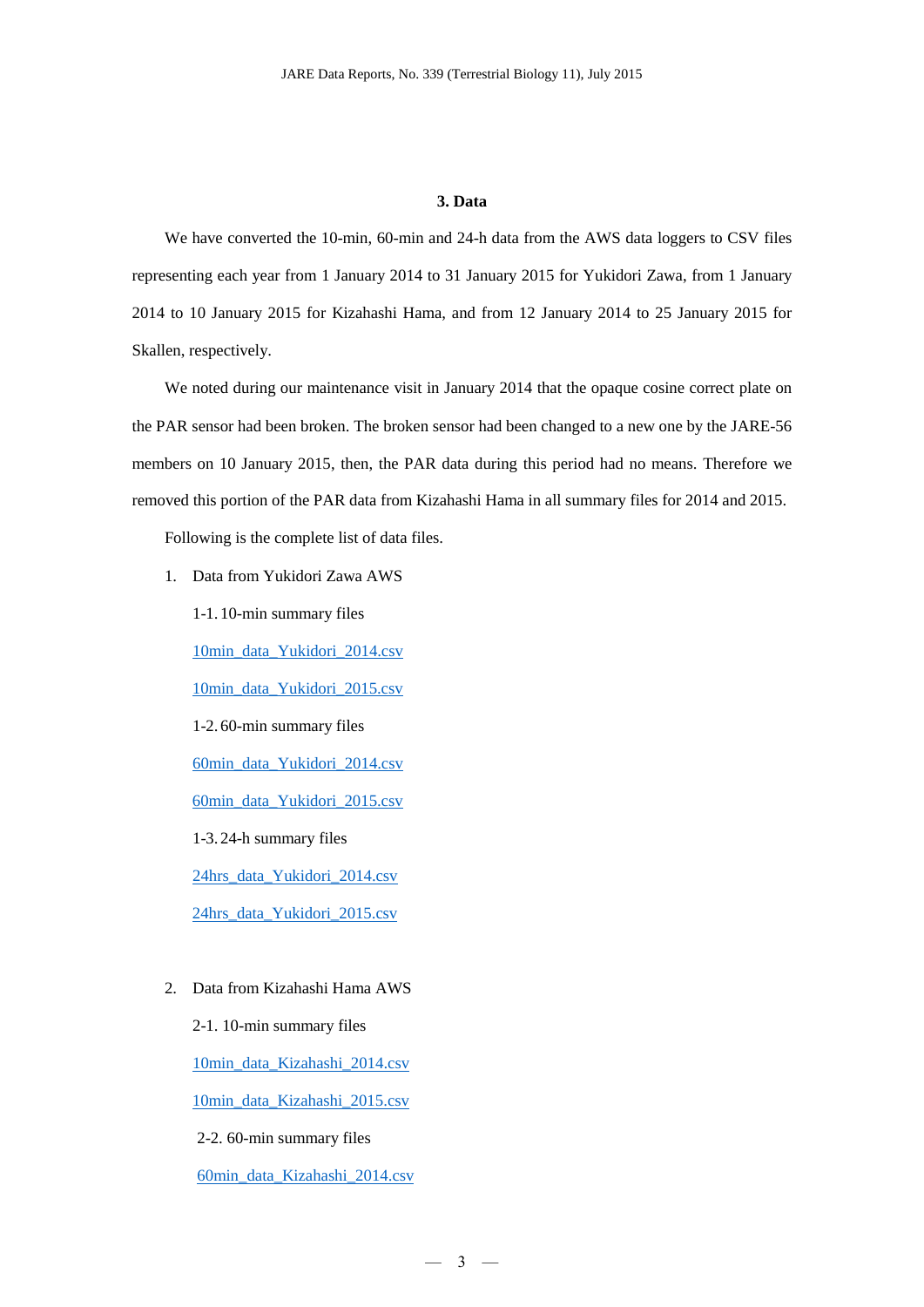## 3. Data

We have converted the 10-min, 60-min and 24-h data from the AWS data loggers to CSV files representing each year from 1 January 2014 to 31 January 2015 for Yukidori Zawa, from 1 January 2014 to 10 January 2015 for Kizahashi Hama, and from 12 January 2014 to 25 January 2015 for Skallen, respectively.

We noted during our maintenance visit in January 2014 that the opaque cosine correct plate on the PAR sensor had been broken. The broken sensor had been changed to a new one by the JARE-56 members on 10 January 2015, then, the PAR data during this period had no means. Therefore we removed this portion of the PAR data from Kizahashi Hama in all summary files for 2014 and 2015.

Following is the complete list of data files.

1. Data from Yukidori Zawa AWS

   1-1. 10-min summary files

   10min_data_Yukidori_2014.csv

   10min_data_Yukidori_2015.csv

   1-2. 60-min summary files

   60min_data_Yukidori_2014.csv

   60min_data_Yukidori_2015.csv

   1-3. 24-h summary files

   24hrs_data_Yukidori_2014.csv

   24hrs_data_Yukidori_2015.csv

2. Data from Kizahashi Hama AWS

   2-1. 10-min summary files

   10min_data_Kizahashi_2014.csv

   10min_data_Kizahashi_2015.csv

   2-2. 60-min summary files

   60min_data_Kizahashi_2014.csv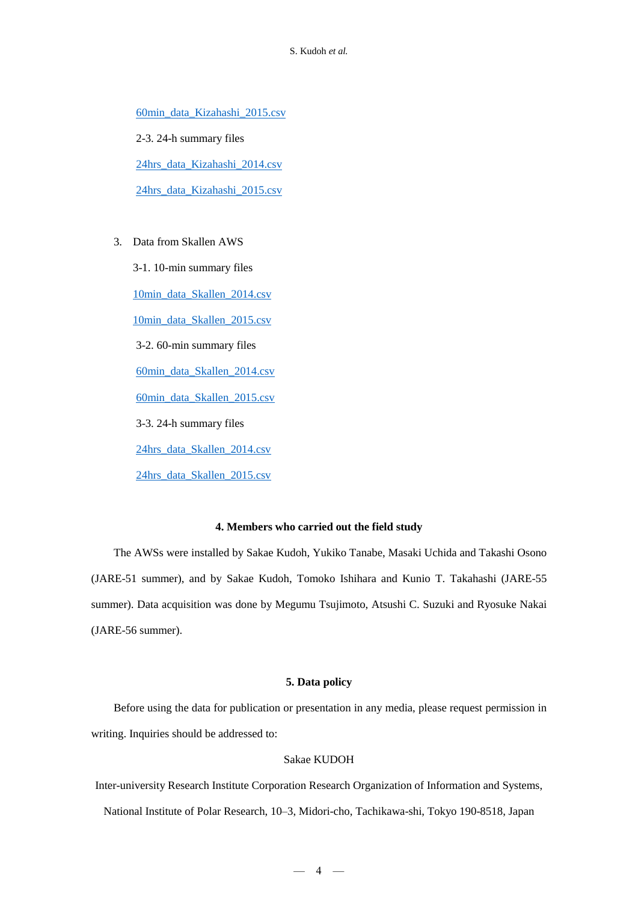60min_data_Kizahashi_2015.csv

2-3. 24-h summary files

24hrs_data_Kizahashi_2014.csv

24hrs_data_Kizahashi_2015.csv

3. Data from Skallen AWS

3-1. 10-min summary files

10min_data_Skallen_2014.csv

10min_data_Skallen_2015.csv

3-2. 60-min summary files

60min_data_Skallen_2014.csv

60min_data_Skallen_2015.csv

3-3. 24-h summary files

24hrs_data_Skallen_2014.csv

24hrs_data_Skallen_2015.csv

## 4. Members who carried out the field study

The AWSs were installed by Sakae Kudoh, Yukiko Tanabe, Masaki Uchida and Takashi Osono (JARE-51 summer), and by Sakae Kudoh, Tomoko Ishihara and Kunio T. Takahashi (JARE-55 summer). Data acquisition was done by Megumu Tsujimoto, Atsushi C. Suzuki and Ryosuke Nakai (JARE-56 summer).

## 5. Data policy

Before using the data for publication or presentation in any media, please request permission in writing. Inquiries should be addressed to:

Sakae KUDOH

Inter-university Research Institute Corporation Research Organization of Information and Systems, National Institute of Polar Research, 10–3, Midori-cho, Tachikawa-shi, Tokyo 190-8518, Japan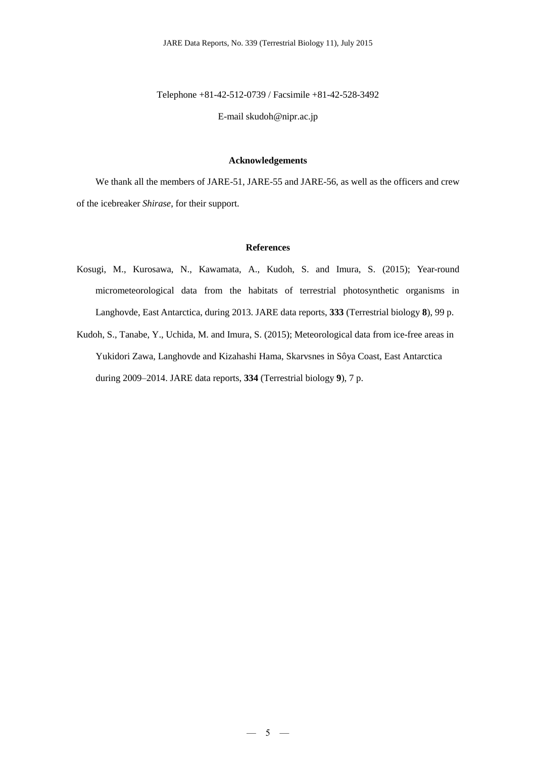Telephone +81-42-512-0739 / Facsimile +81-42-528-3492

E-mail skudoh@nipr.ac.jp

## Acknowledgements

We thank all the members of JARE-51, JARE-55 and JARE-56, as well as the officers and crew of the icebreaker *Shirase*, for their support.

## References

Kosugi, M., Kurosawa, N., Kawamata, A., Kudoh, S. and Imura, S. (2015); Year-round micrometeorological data from the habitats of terrestrial photosynthetic organisms in Langhovde, East Antarctica, during 2013. JARE data reports, **333** (Terrestrial biology **8**), 99 p.

Kudoh, S., Tanabe, Y., Uchida, M. and Imura, S. (2015); Meteorological data from ice-free areas in Yukidori Zawa, Langhovde and Kizahashi Hama, Skarvsnes in Sôya Coast, East Antarctica during 2009–2014. JARE data reports, **334** (Terrestrial biology **9**), 7 p.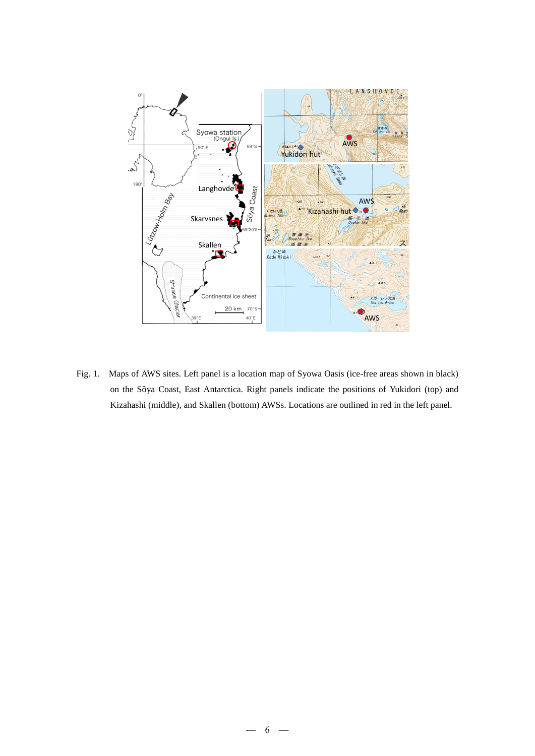Syowa station
(Ongul Is.)

90° E

69° S

Langhovde

Skarvsnes

Skallen

Lützow-Holm Bay

Sôya Coast

69°30'S

Shirase Glacier

Continental ice sheet

20 km

70°S

39°E

40°E

0°

180°

Yukidori hut

AWS

Kizahashi hut

AWS

AWS

Fig. 1. Maps of AWS sites. Left panel is a location map of Syowa Oasis (ice-free areas shown in black) on the Sôya Coast, East Antarctica. Right panels indicate the positions of Yukidori (top) and Kizahashi (middle), and Skallen (bottom) AWSs. Locations are outlined in red in the left panel.